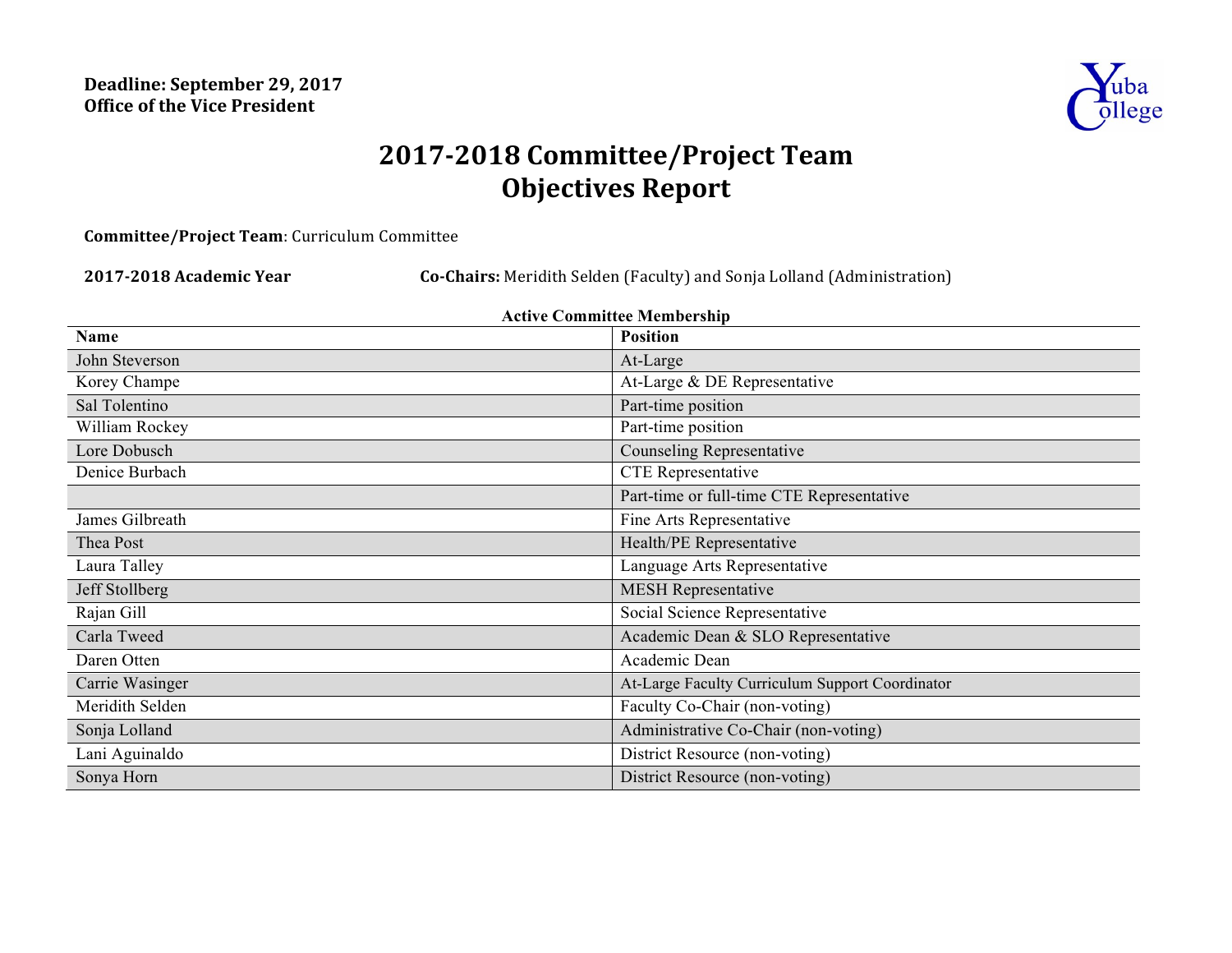**Deadline: September 29, 2017**
**Office of the Vice President**

# 2017-2018 Committee/Project Team Objectives Report

**Committee/Project Team**: Curriculum Committee

**2017-2018 Academic Year** **Co-Chairs:** Meridith Selden (Faculty) and Sonja Lolland (Administration)

**Active Committee Membership**

| Name | Position |
|---|---|
| John Steverson | At-Large |
| Korey Champe | At-Large & DE Representative |
| Sal Tolentino | Part-time position |
| William Rockey | Part-time position |
| Lore Dobusch | Counseling Representative |
| Denice Burbach | CTE Representative |
| | Part-time or full-time CTE Representative |
| James Gilbreath | Fine Arts Representative |
| Thea Post | Health/PE Representative |
| Laura Talley | Language Arts Representative |
| Jeff Stollberg | MESH Representative |
| Rajan Gill | Social Science Representative |
| Carla Tweed | Academic Dean & SLO Representative |
| Daren Otten | Academic Dean |
| Carrie Wasinger | At-Large Faculty Curriculum Support Coordinator |
| Meridith Selden | Faculty Co-Chair (non-voting) |
| Sonja Lolland | Administrative Co-Chair (non-voting) |
| Lani Aguinaldo | District Resource (non-voting) |
| Sonya Horn | District Resource (non-voting) |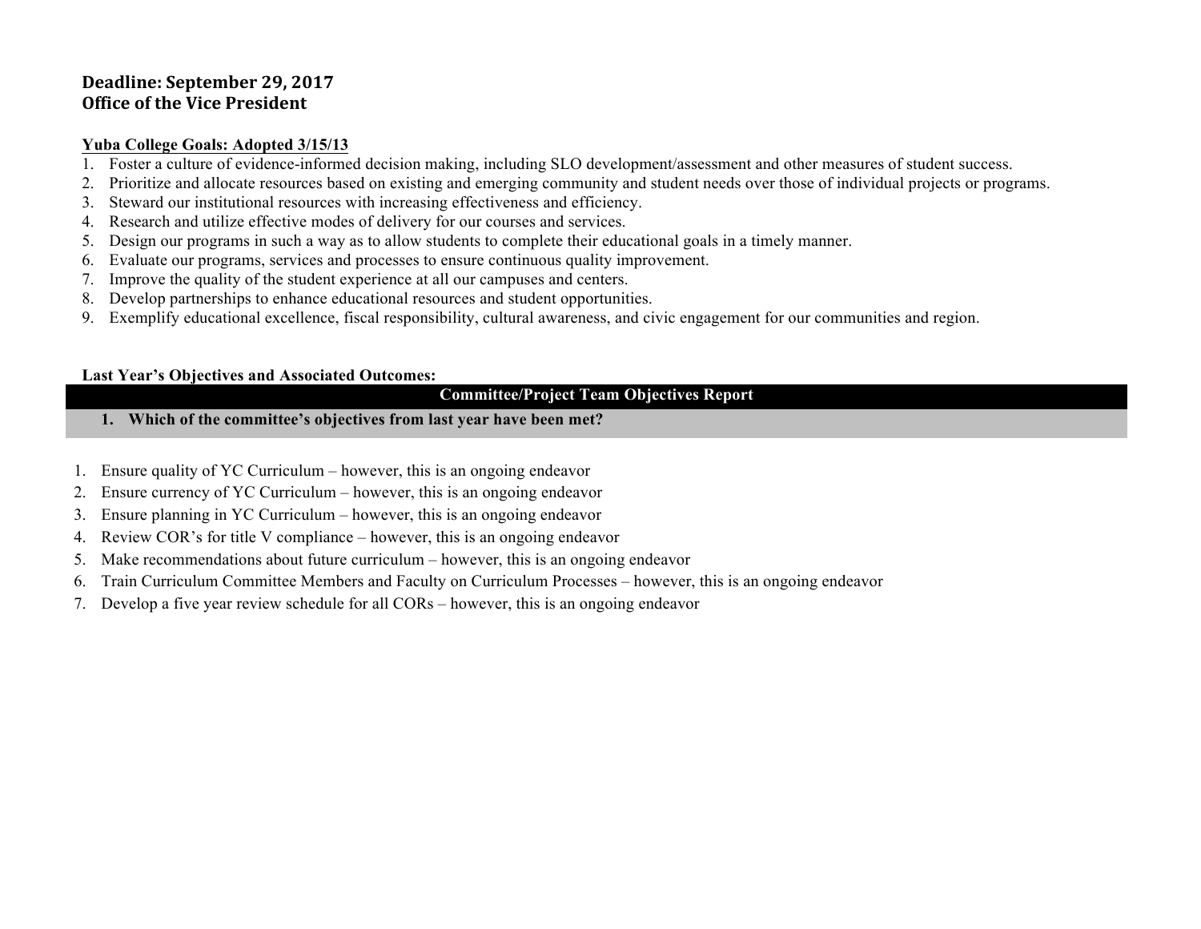**Deadline: September 29, 2017**
**Office of the Vice President**

**Yuba College Goals: Adopted 3/15/13**

1. Foster a culture of evidence-informed decision making, including SLO development/assessment and other measures of student success.
2. Prioritize and allocate resources based on existing and emerging community and student needs over those of individual projects or programs.
3. Steward our institutional resources with increasing effectiveness and efficiency.
4. Research and utilize effective modes of delivery for our courses and services.
5. Design our programs in such a way as to allow students to complete their educational goals in a timely manner.
6. Evaluate our programs, services and processes to ensure continuous quality improvement.
7. Improve the quality of the student experience at all our campuses and centers.
8. Develop partnerships to enhance educational resources and student opportunities.
9. Exemplify educational excellence, fiscal responsibility, cultural awareness, and civic engagement for our communities and region.

**Last Year's Objectives and Associated Outcomes:**

| **Committee/Project Team Objectives Report** |
| --- |
| **1. Which of the committee's objectives from last year have been met?** |

1. Ensure quality of YC Curriculum – however, this is an ongoing endeavor
2. Ensure currency of YC Curriculum – however, this is an ongoing endeavor
3. Ensure planning in YC Curriculum – however, this is an ongoing endeavor
4. Review COR's for title V compliance – however, this is an ongoing endeavor
5. Make recommendations about future curriculum – however, this is an ongoing endeavor
6. Train Curriculum Committee Members and Faculty on Curriculum Processes – however, this is an ongoing endeavor
7. Develop a five year review schedule for all CORs – however, this is an ongoing endeavor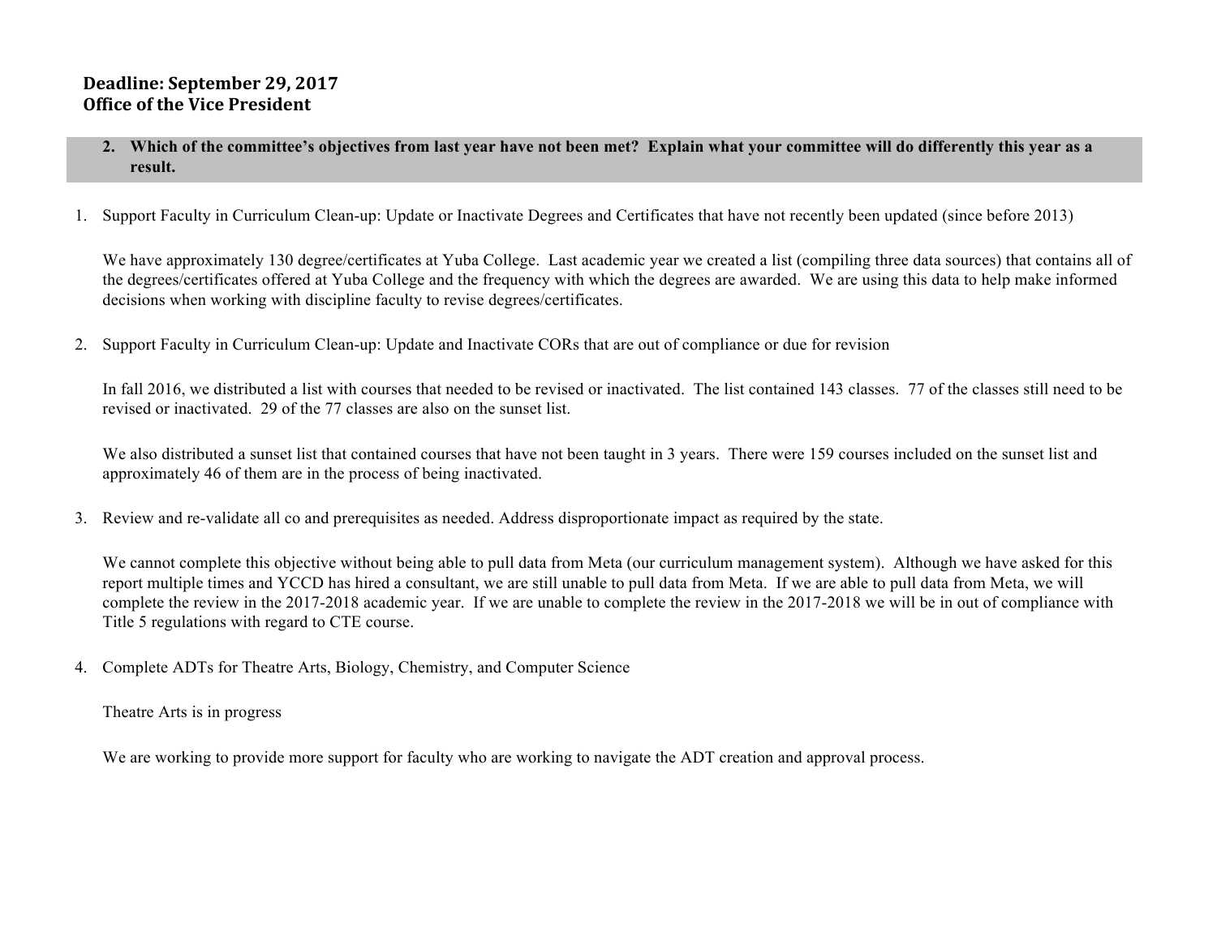**Deadline: September 29, 2017**
**Office of the Vice President**

**2. Which of the committee's objectives from last year have not been met? Explain what your committee will do differently this year as a result.**

1. Support Faculty in Curriculum Clean-up: Update or Inactivate Degrees and Certificates that have not recently been updated (since before 2013)

   We have approximately 130 degree/certificates at Yuba College. Last academic year we created a list (compiling three data sources) that contains all of the degrees/certificates offered at Yuba College and the frequency with which the degrees are awarded. We are using this data to help make informed decisions when working with discipline faculty to revise degrees/certificates.

2. Support Faculty in Curriculum Clean-up: Update and Inactivate CORs that are out of compliance or due for revision

   In fall 2016, we distributed a list with courses that needed to be revised or inactivated. The list contained 143 classes. 77 of the classes still need to be revised or inactivated. 29 of the 77 classes are also on the sunset list.

   We also distributed a sunset list that contained courses that have not been taught in 3 years. There were 159 courses included on the sunset list and approximately 46 of them are in the process of being inactivated.

3. Review and re-validate all co and prerequisites as needed. Address disproportionate impact as required by the state.

   We cannot complete this objective without being able to pull data from Meta (our curriculum management system). Although we have asked for this report multiple times and YCCD has hired a consultant, we are still unable to pull data from Meta. If we are able to pull data from Meta, we will complete the review in the 2017-2018 academic year. If we are unable to complete the review in the 2017-2018 we will be in out of compliance with Title 5 regulations with regard to CTE course.

4. Complete ADTs for Theatre Arts, Biology, Chemistry, and Computer Science

   Theatre Arts is in progress

   We are working to provide more support for faculty who are working to navigate the ADT creation and approval process.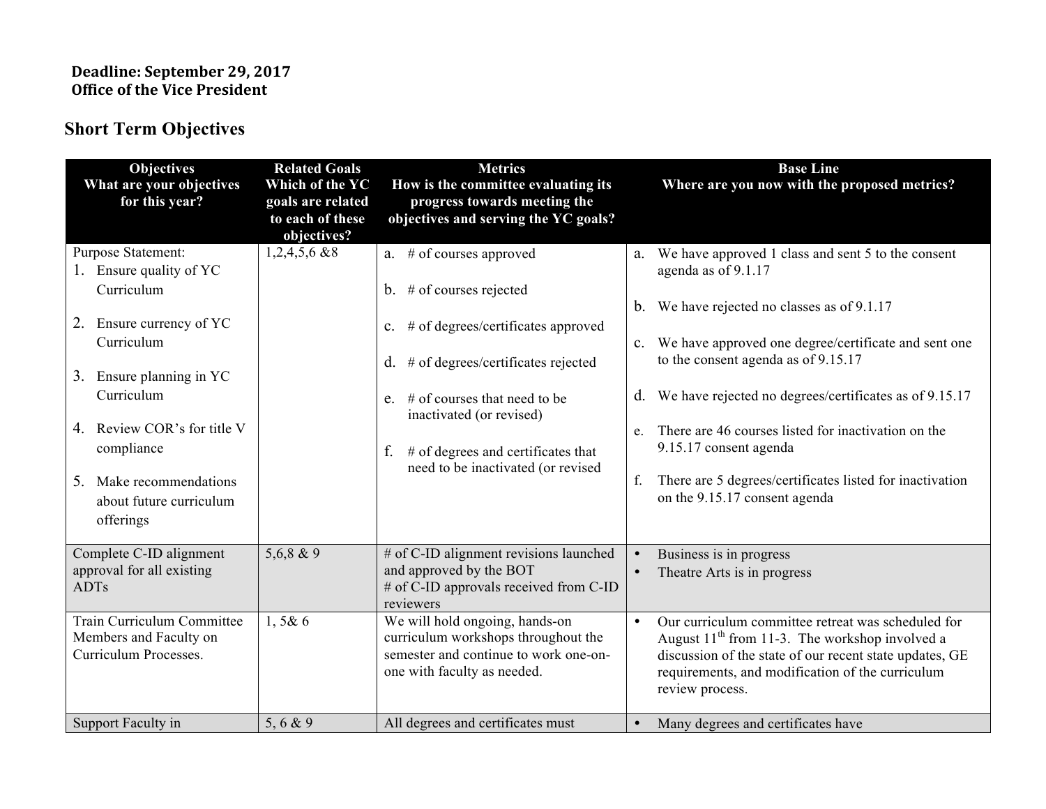**Deadline: September 29, 2017**
**Office of the Vice President**

## Short Term Objectives

| Objectives<br>What are your objectives for this year? | Related Goals<br>Which of the YC goals are related to each of these objectives? | Metrics<br>How is the committee evaluating its progress towards meeting the objectives and serving the YC goals? | Base Line<br>Where are you now with the proposed metrics? |
|---|---|---|---|
| Purpose Statement:<br>1. Ensure quality of YC Curriculum<br>2. Ensure currency of YC Curriculum<br>3. Ensure planning in YC Curriculum<br>4. Review COR's for title V compliance<br>5. Make recommendations about future curriculum offerings | 1,2,4,5,6 &8 | a. # of courses approved<br>b. # of courses rejected<br>c. # of degrees/certificates approved<br>d. # of degrees/certificates rejected<br>e. # of courses that need to be inactivated (or revised)<br>f. # of degrees and certificates that need to be inactivated (or revised | a. We have approved 1 class and sent 5 to the consent agenda as of 9.1.17<br>b. We have rejected no classes as of 9.1.17<br>c. We have approved one degree/certificate and sent one to the consent agenda as of 9.15.17<br>d. We have rejected no degrees/certificates as of 9.15.17<br>e. There are 46 courses listed for inactivation on the 9.15.17 consent agenda<br>f. There are 5 degrees/certificates listed for inactivation on the 9.15.17 consent agenda |
| Complete C-ID alignment approval for all existing ADTs | 5,6,8 & 9 | # of C-ID alignment revisions launched and approved by the BOT<br># of C-ID approvals received from C-ID reviewers | • Business is in progress<br>• Theatre Arts is in progress |
| Train Curriculum Committee Members and Faculty on Curriculum Processes. | 1, 5& 6 | We will hold ongoing, hands-on curriculum workshops throughout the semester and continue to work one-on-one with faculty as needed. | • Our curriculum committee retreat was scheduled for August 11th from 11-3. The workshop involved a discussion of the state of our recent state updates, GE requirements, and modification of the curriculum review process. |
| Support Faculty in | 5, 6 & 9 | All degrees and certificates must | • Many degrees and certificates have |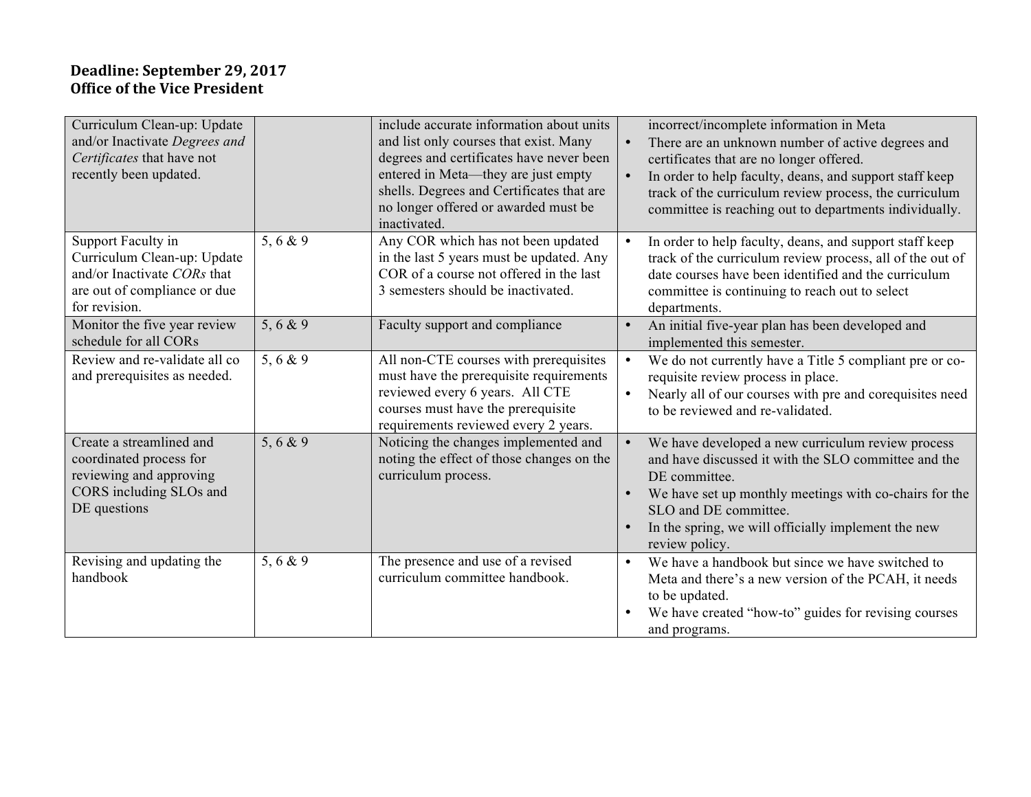**Deadline: September 29, 2017**
**Office of the Vice President**

| | | | |
|---|---|---|---|
| Curriculum Clean-up: Update and/or Inactivate *Degrees and Certificates* that have not recently been updated. | | include accurate information about units and list only courses that exist. Many degrees and certificates have never been entered in Meta—they are just empty shells. Degrees and Certificates that are no longer offered or awarded must be inactivated. | incorrect/incomplete information in Meta<br>• There are an unknown number of active degrees and certificates that are no longer offered.<br>• In order to help faculty, deans, and support staff keep track of the curriculum review process, the curriculum committee is reaching out to departments individually. |
| Support Faculty in Curriculum Clean-up: Update and/or Inactivate *CORs* that are out of compliance or due for revision. | 5, 6 & 9 | Any COR which has not been updated in the last 5 years must be updated. Any COR of a course not offered in the last 3 semesters should be inactivated. | • In order to help faculty, deans, and support staff keep track of the curriculum review process, all of the out of date courses have been identified and the curriculum committee is continuing to reach out to select departments. |
| Monitor the five year review schedule for all CORs | 5, 6 & 9 | Faculty support and compliance | • An initial five-year plan has been developed and implemented this semester. |
| Review and re-validate all co and prerequisites as needed. | 5, 6 & 9 | All non-CTE courses with prerequisites must have the prerequisite requirements reviewed every 6 years. All CTE courses must have the prerequisite requirements reviewed every 2 years. | • We do not currently have a Title 5 compliant pre or co-requisite review process in place.<br>• Nearly all of our courses with pre and corequisites need to be reviewed and re-validated. |
| Create a streamlined and coordinated process for reviewing and approving CORS including SLOs and DE questions | 5, 6 & 9 | Noticing the changes implemented and noting the effect of those changes on the curriculum process. | • We have developed a new curriculum review process and have discussed it with the SLO committee and the DE committee.<br>• We have set up monthly meetings with co-chairs for the SLO and DE committee.<br>• In the spring, we will officially implement the new review policy. |
| Revising and updating the handbook | 5, 6 & 9 | The presence and use of a revised curriculum committee handbook. | • We have a handbook but since we have switched to Meta and there's a new version of the PCAH, it needs to be updated.<br>• We have created "how-to" guides for revising courses and programs. |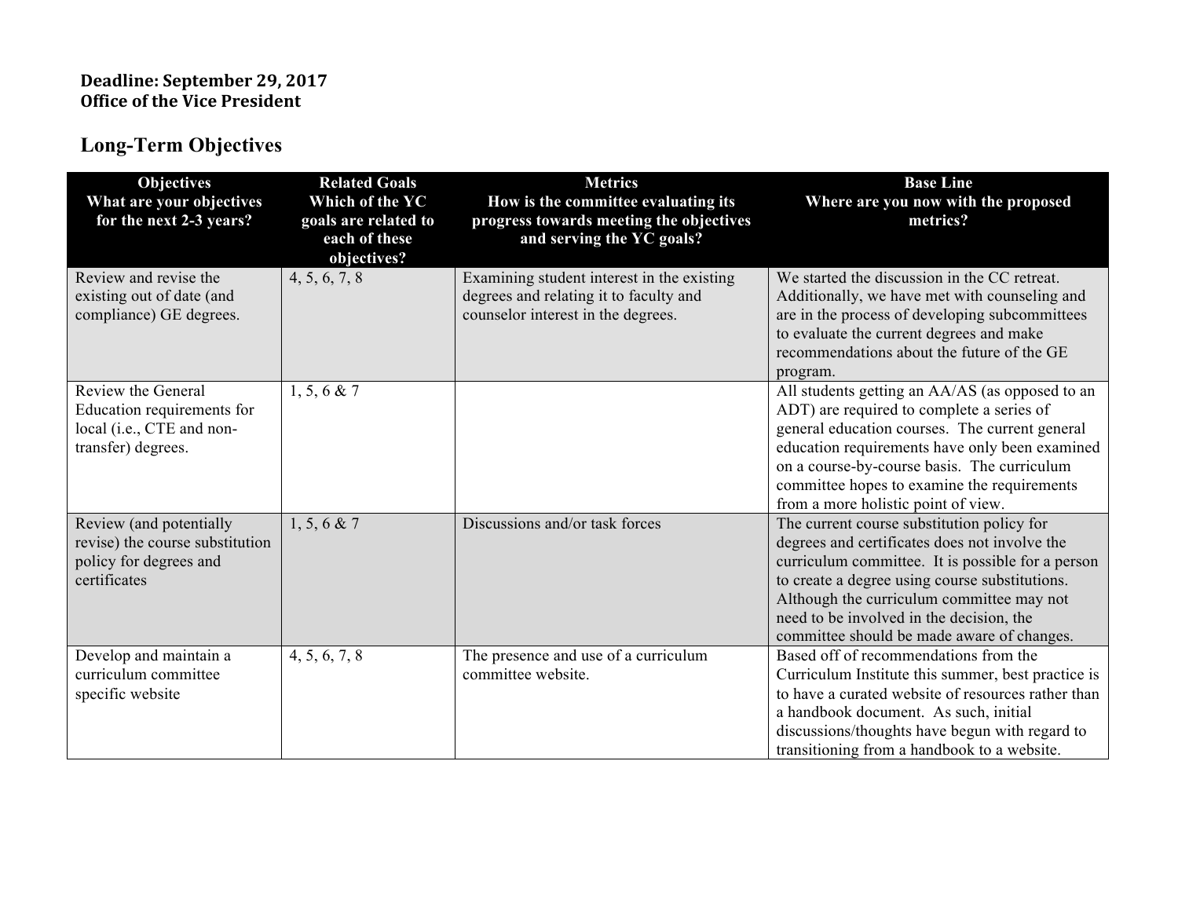**Deadline: September 29, 2017**
**Office of the Vice President**

## Long-Term Objectives

| Objectives What are your objectives for the next 2-3 years? | Related Goals Which of the YC goals are related to each of these objectives? | Metrics How is the committee evaluating its progress towards meeting the objectives and serving the YC goals? | Base Line Where are you now with the proposed metrics? |
|---|---|---|---|
| Review and revise the existing out of date (and compliance) GE degrees. | 4, 5, 6, 7, 8 | Examining student interest in the existing degrees and relating it to faculty and counselor interest in the degrees. | We started the discussion in the CC retreat. Additionally, we have met with counseling and are in the process of developing subcommittees to evaluate the current degrees and make recommendations about the future of the GE program. |
| Review the General Education requirements for local (i.e., CTE and non-transfer) degrees. | 1, 5, 6 & 7 | | All students getting an AA/AS (as opposed to an ADT) are required to complete a series of general education courses. The current general education requirements have only been examined on a course-by-course basis. The curriculum committee hopes to examine the requirements from a more holistic point of view. |
| Review (and potentially revise) the course substitution policy for degrees and certificates | 1, 5, 6 & 7 | Discussions and/or task forces | The current course substitution policy for degrees and certificates does not involve the curriculum committee. It is possible for a person to create a degree using course substitutions. Although the curriculum committee may not need to be involved in the decision, the committee should be made aware of changes. |
| Develop and maintain a curriculum committee specific website | 4, 5, 6, 7, 8 | The presence and use of a curriculum committee website. | Based off of recommendations from the Curriculum Institute this summer, best practice is to have a curated website of resources rather than a handbook document. As such, initial discussions/thoughts have begun with regard to transitioning from a handbook to a website. |